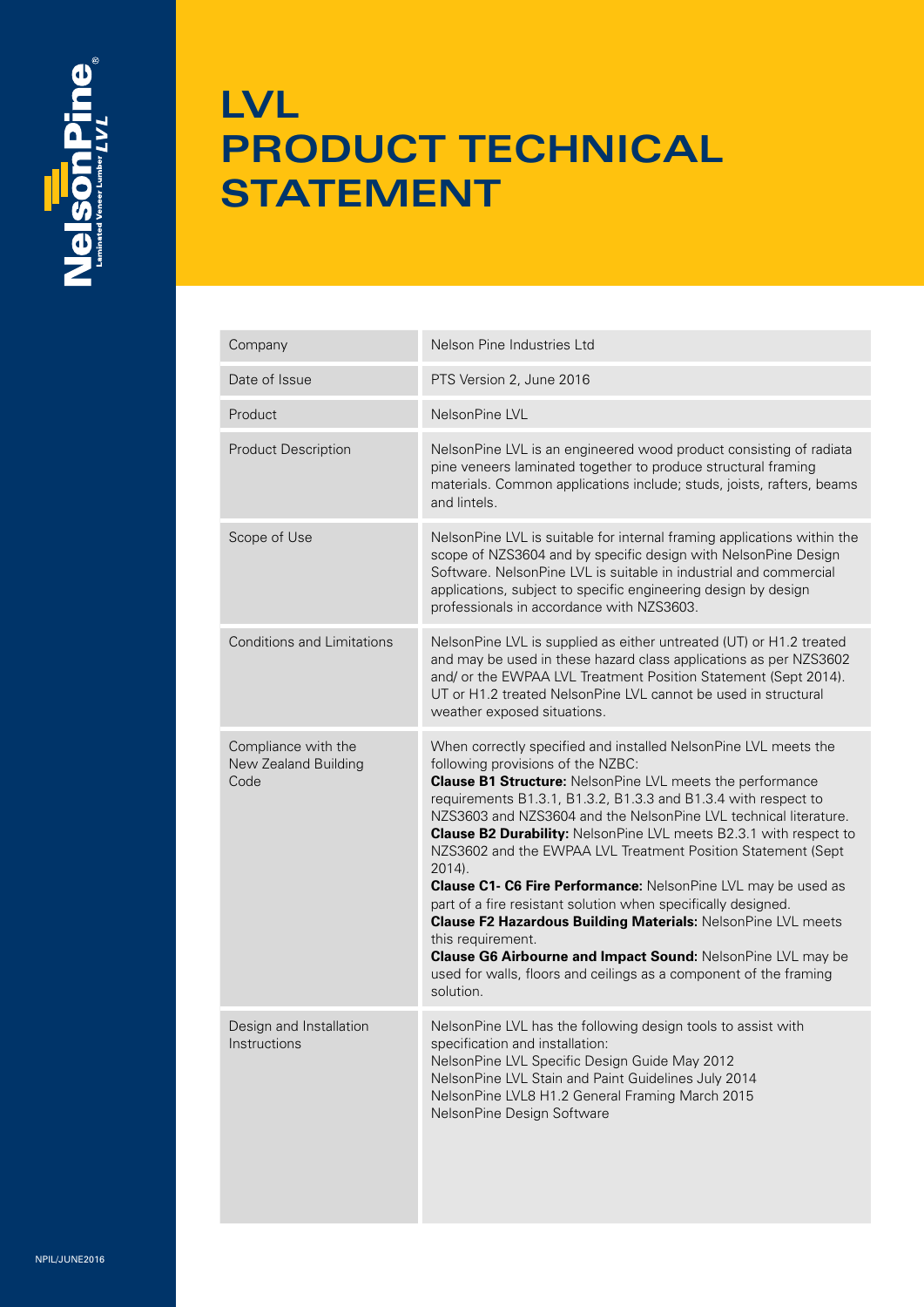# LVL PRODUCT TECHNICAL STATEMENT

| | |
|---|---|
| Company | Nelson Pine Industries Ltd |
| Date of Issue | PTS Version 2, June 2016 |
| Product | NelsonPine LVL |
| Product Description | NelsonPine LVL is an engineered wood product consisting of radiata pine veneers laminated together to produce structural framing materials. Common applications include; studs, joists, rafters, beams and lintels. |
| Scope of Use | NelsonPine LVL is suitable for internal framing applications within the scope of NZS3604 and by specific design with NelsonPine Design Software. NelsonPine LVL is suitable in industrial and commercial applications, subject to specific engineering design by design professionals in accordance with NZS3603. |
| Conditions and Limitations | NelsonPine LVL is supplied as either untreated (UT) or H1.2 treated and may be used in these hazard class applications as per NZS3602 and/ or the EWPAA LVL Treatment Position Statement (Sept 2014). UT or H1.2 treated NelsonPine LVL cannot be used in structural weather exposed situations. |
| Compliance with the New Zealand Building Code | When correctly specified and installed NelsonPine LVL meets the following provisions of the NZBC:<br>**Clause B1 Structure:** NelsonPine LVL meets the performance requirements B1.3.1, B1.3.2, B1.3.3 and B1.3.4 with respect to NZS3603 and NZS3604 and the NelsonPine LVL technical literature.<br>**Clause B2 Durability:** NelsonPine LVL meets B2.3.1 with respect to NZS3602 and the EWPAA LVL Treatment Position Statement (Sept 2014).<br>**Clause C1- C6 Fire Performance:** NelsonPine LVL may be used as part of a fire resistant solution when specifically designed.<br>**Clause F2 Hazardous Building Materials:** NelsonPine LVL meets this requirement.<br>**Clause G6 Airbourne and Impact Sound:** NelsonPine LVL may be used for walls, floors and ceilings as a component of the framing solution. |
| Design and Installation Instructions | NelsonPine LVL has the following design tools to assist with specification and installation:<br>NelsonPine LVL Specific Design Guide May 2012<br>NelsonPine LVL Stain and Paint Guidelines July 2014<br>NelsonPine LVL8 H1.2 General Framing March 2015<br>NelsonPine Design Software |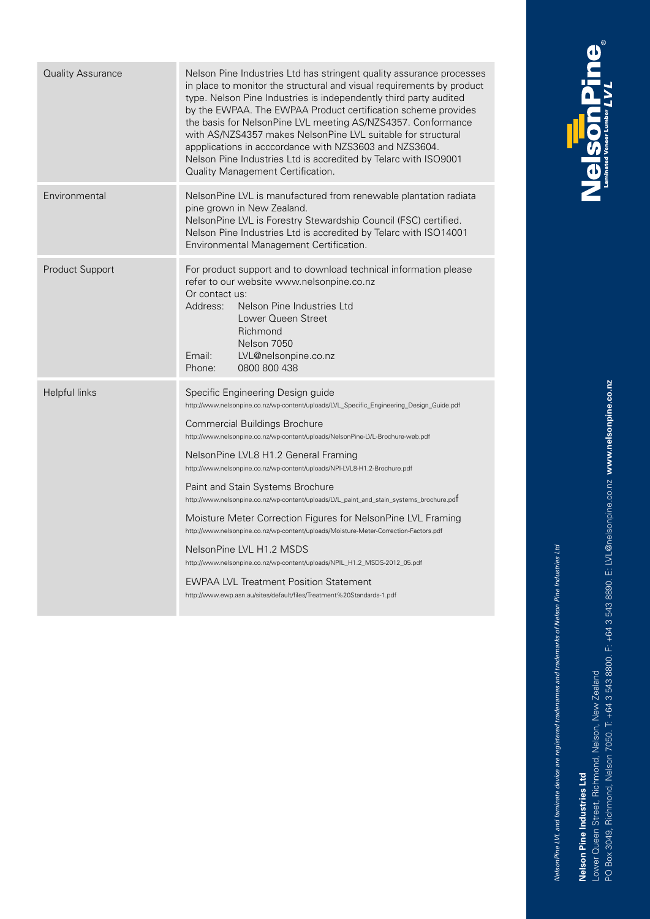| | |
|---|---|
| Quality Assurance | Nelson Pine Industries Ltd has stringent quality assurance processes in place to monitor the structural and visual requirements by product type. Nelson Pine Industries is independently third party audited by the EWPAA. The EWPAA Product certification scheme provides the basis for NelsonPine LVL meeting AS/NZS4357. Conformance with AS/NZS4357 makes NelsonPine LVL suitable for structural appplications in acccordance with NZS3603 and NZS3604. Nelson Pine Industries Ltd is accredited by Telarc with ISO9001 Quality Management Certification. |
| Environmental | NelsonPine LVL is manufactured from renewable plantation radiata pine grown in New Zealand.<br>NelsonPine LVL is Forestry Stewardship Council (FSC) certified.<br>Nelson Pine Industries Ltd is accredited by Telarc with ISO14001 Environmental Management Certification. |
| Product Support | For product support and to download technical information please refer to our website www.nelsonpine.co.nz<br>Or contact us:<br>Address: Nelson Pine Industries Ltd<br>Lower Queen Street<br>Richmond<br>Nelson 7050<br>Email: LVL@nelsonpine.co.nz<br>Phone: 0800 800 438 |
| Helpful links | Specific Engineering Design guide<br>http://www.nelsonpine.co.nz/wp-content/uploads/LVL_Specific_Engineering_Design_Guide.pdf<br><br>Commercial Buildings Brochure<br>http://www.nelsonpine.co.nz/wp-content/uploads/NelsonPine-LVL-Brochure-web.pdf<br><br>NelsonPine LVL8 H1.2 General Framing<br>http://www.nelsonpine.co.nz/wp-content/uploads/NPI-LVL8-H1.2-Brochure.pdf<br><br>Paint and Stain Systems Brochure<br>http://www.nelsonpine.co.nz/wp-content/uploads/LVL_paint_and_stain_systems_brochure.pdf<br><br>Moisture Meter Correction Figures for NelsonPine LVL Framing<br>http://www.nelsonpine.co.nz/wp-content/uploads/Moisture-Meter-Correction-Factors.pdf<br><br>NelsonPine LVL H1.2 MSDS<br>http://www.nelsonpine.co.nz/wp-content/uploads/NPIL_H1.2_MSDS-2012_05.pdf<br><br>EWPAA LVL Treatment Position Statement<br>http://www.ewp.asn.au/sites/default/files/Treatment%20Standards-1.pdf |

NelsonPine® Laminated Veneer Lumber LVL

*NelsonPine LVL and laminate device are registered tradenames and trademarks of Nelson Pine Industries Ltd*

**Nelson Pine Industries Ltd**
Lower Queen Street, Richmond, Nelson, New Zealand
PO Box 3049, Richmond, Nelson 7050. T: +64 3 543 8800. F: +64 3 543 8890. E: LVL@nelsonpine.co.nz **www.nelsonpine.co.nz**